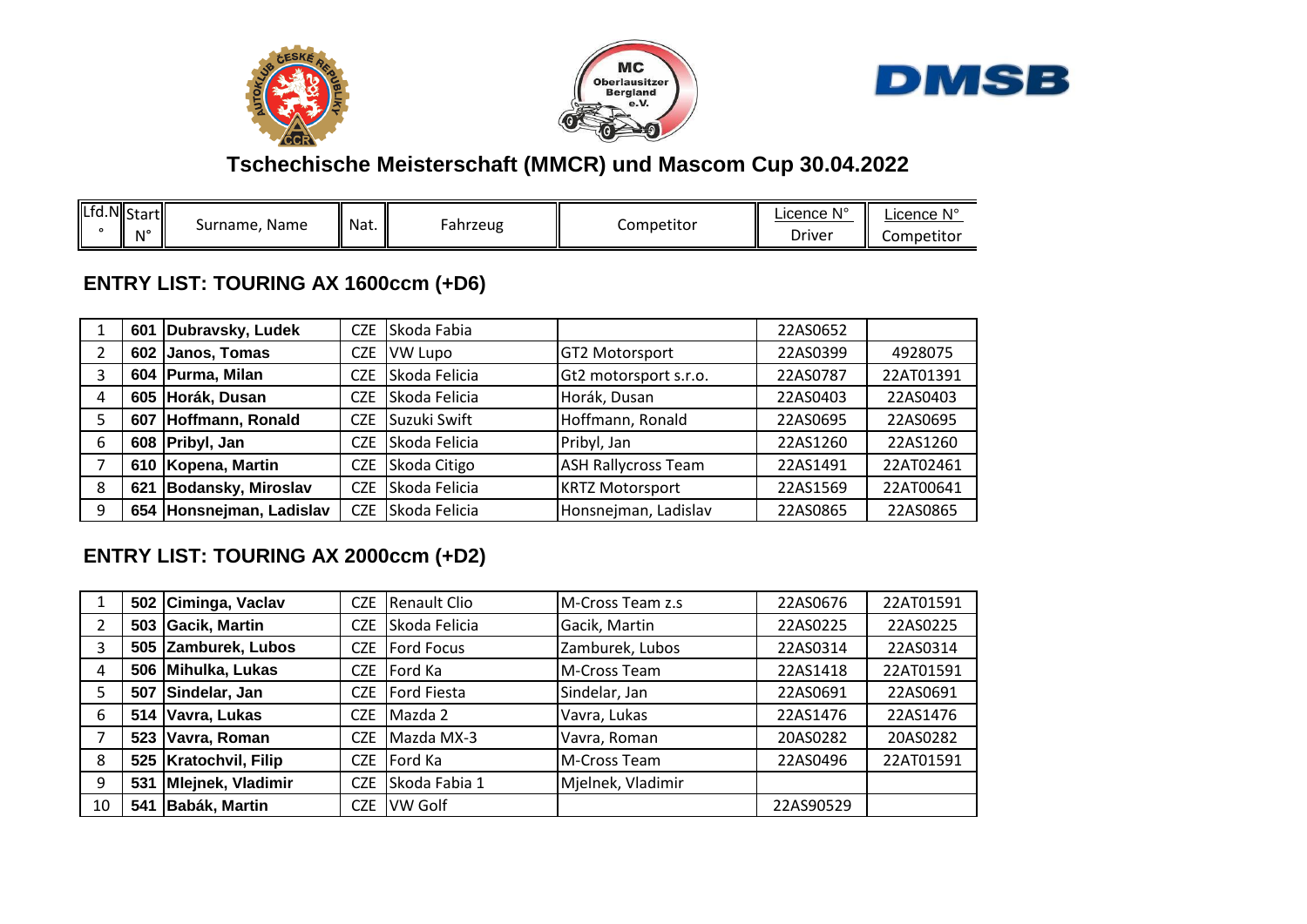# Tschechische Meisterschaft (MMCR) und Mascom Cup 30.04.2022

| Lfd.N° | Start N° | Surname, Name | Nat. | Fahrzeug | Competitor | Licence N° Driver | Licence N° Competitor |
|---|---|---|---|---|---|---|---|

## ENTRY LIST: TOURING AX 1600ccm (+D6)

| Lfd.N° | Start N° | Surname, Name | Nat. | Fahrzeug | Competitor | Licence N° Driver | Licence N° Competitor |
|---|---|---|---|---|---|---|---|
| 1 | **601** | **Dubravsky, Ludek** | CZE | Skoda Fabia | | 22AS0652 | |
| 2 | **602** | **Janos, Tomas** | CZE | VW Lupo | GT2 Motorsport | 22AS0399 | 4928075 |
| 3 | **604** | **Purma, Milan** | CZE | Skoda Felicia | Gt2 motorsport s.r.o. | 22AS0787 | 22AT01391 |
| 4 | **605** | **Horák, Dusan** | CZE | Skoda Felicia | Horák, Dusan | 22AS0403 | 22AS0403 |
| 5 | **607** | **Hoffmann, Ronald** | CZE | Suzuki Swift | Hoffmann, Ronald | 22AS0695 | 22AS0695 |
| 6 | **608** | **Pribyl, Jan** | CZE | Skoda Felicia | Pribyl, Jan | 22AS1260 | 22AS1260 |
| 7 | **610** | **Kopena, Martin** | CZE | Skoda Citigo | ASH Rallycross Team | 22AS1491 | 22AT02461 |
| 8 | **621** | **Bodansky, Miroslav** | CZE | Skoda Felicia | KRTZ Motorsport | 22AS1569 | 22AT00641 |
| 9 | **654** | **Honsnejman, Ladislav** | CZE | Skoda Felicia | Honsnejman, Ladislav | 22AS0865 | 22AS0865 |

## ENTRY LIST: TOURING AX 2000ccm (+D2)

| Lfd.N° | Start N° | Surname, Name | Nat. | Fahrzeug | Competitor | Licence N° Driver | Licence N° Competitor |
|---|---|---|---|---|---|---|---|
| 1 | **502** | **Ciminga, Vaclav** | CZE | Renault Clio | M-Cross Team z.s | 22AS0676 | 22AT01591 |
| 2 | **503** | **Gacik, Martin** | CZE | Skoda Felicia | Gacik, Martin | 22AS0225 | 22AS0225 |
| 3 | **505** | **Zamburek, Lubos** | CZE | Ford Focus | Zamburek, Lubos | 22AS0314 | 22AS0314 |
| 4 | **506** | **Mihulka, Lukas** | CZE | Ford Ka | M-Cross Team | 22AS1418 | 22AT01591 |
| 5 | **507** | **Sindelar, Jan** | CZE | Ford Fiesta | Sindelar, Jan | 22AS0691 | 22AS0691 |
| 6 | **514** | **Vavra, Lukas** | CZE | Mazda 2 | Vavra, Lukas | 22AS1476 | 22AS1476 |
| 7 | **523** | **Vavra, Roman** | CZE | Mazda MX-3 | Vavra, Roman | 20AS0282 | 20AS0282 |
| 8 | **525** | **Kratochvil, Filip** | CZE | Ford Ka | M-Cross Team | 22AS0496 | 22AT01591 |
| 9 | **531** | **Mlejnek, Vladimir** | CZE | Skoda Fabia 1 | Mjelnek, Vladimir | | |
| 10 | **541** | **Babák, Martin** | CZE | VW Golf | | 22AS90529 | |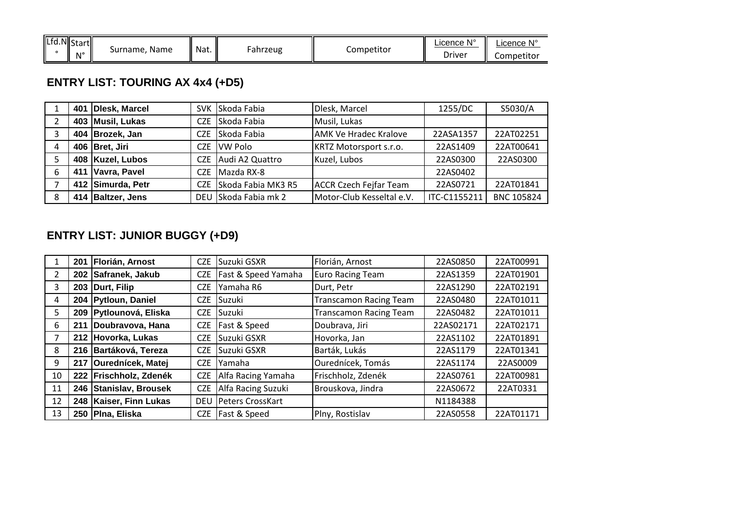| Lfd.N° | Start N° | Surname, Name | Nat. | Fahrzeug | Competitor | Licence N° Driver | Licence N° Competitor |
|---|---|---|---|---|---|---|---|

## ENTRY LIST: TOURING AX 4x4 (+D5)

| | | | | | | | |
|---|---|---|---|---|---|---|---|
| 1 | **401** | **Dlesk, Marcel** | SVK | Skoda Fabia | Dlesk, Marcel | 1255/DC | S5030/A |
| 2 | **403** | **Musil, Lukas** | CZE | Skoda Fabia | Musil, Lukas | | |
| 3 | **404** | **Brozek, Jan** | CZE | Skoda Fabia | AMK Ve Hradec Kralove | 22ASA1357 | 22AT02251 |
| 4 | **406** | **Bret, Jiri** | CZE | VW Polo | KRTZ Motorsport s.r.o. | 22AS1409 | 22AT00641 |
| 5 | **408** | **Kuzel, Lubos** | CZE | Audi A2 Quattro | Kuzel, Lubos | 22AS0300 | 22AS0300 |
| 6 | **411** | **Vavra, Pavel** | CZE | Mazda RX-8 | | 22AS0402 | |
| 7 | **412** | **Simurda, Petr** | CZE | Skoda Fabia MK3 R5 | ACCR Czech Fejfar Team | 22AS0721 | 22AT01841 |
| 8 | **414** | **Baltzer, Jens** | DEU | Skoda Fabia mk 2 | Motor-Club Kesseltal e.V. | ITC-C1155211 | BNC 105824 |

## ENTRY LIST: JUNIOR BUGGY (+D9)

| | | | | | | | |
|---|---|---|---|---|---|---|---|
| 1 | **201** | **Florián, Arnost** | CZE | Suzuki GSXR | Florián, Arnost | 22AS0850 | 22AT00991 |
| 2 | **202** | **Safranek, Jakub** | CZE | Fast & Speed Yamaha | Euro Racing Team | 22AS1359 | 22AT01901 |
| 3 | **203** | **Durt, Filip** | CZE | Yamaha R6 | Durt, Petr | 22AS1290 | 22AT02191 |
| 4 | **204** | **Pytloun, Daniel** | CZE | Suzuki | Transcamon Racing Team | 22AS0480 | 22AT01011 |
| 5 | **209** | **Pytlounová, Eliska** | CZE | Suzuki | Transcamon Racing Team | 22AS0482 | 22AT01011 |
| 6 | **211** | **Doubravova, Hana** | CZE | Fast & Speed | Doubrava, Jiri | 22AS02171 | 22AT02171 |
| 7 | **212** | **Hovorka, Lukas** | CZE | Suzuki GSXR | Hovorka, Jan | 22AS1102 | 22AT01891 |
| 8 | **216** | **Bartáková, Tereza** | CZE | Suzuki GSXR | Barták, Lukás | 22AS1179 | 22AT01341 |
| 9 | **217** | **Ourednícek, Matej** | CZE | Yamaha | Ourednícek, Tomás | 22AS1174 | 22AS0009 |
| 10 | **222** | **Frischholz, Zdenék** | CZE | Alfa Racing Yamaha | Frischholz, Zdenék | 22AS0761 | 22AT00981 |
| 11 | **246** | **Stanislav, Brousek** | CZE | Alfa Racing Suzuki | Brouskova, Jindra | 22AS0672 | 22AT0331 |
| 12 | **248** | **Kaiser, Finn Lukas** | DEU | Peters CrossKart | | N1184388 | |
| 13 | **250** | **Plna, Eliska** | CZE | Fast & Speed | Plny, Rostislav | 22AS0558 | 22AT01171 |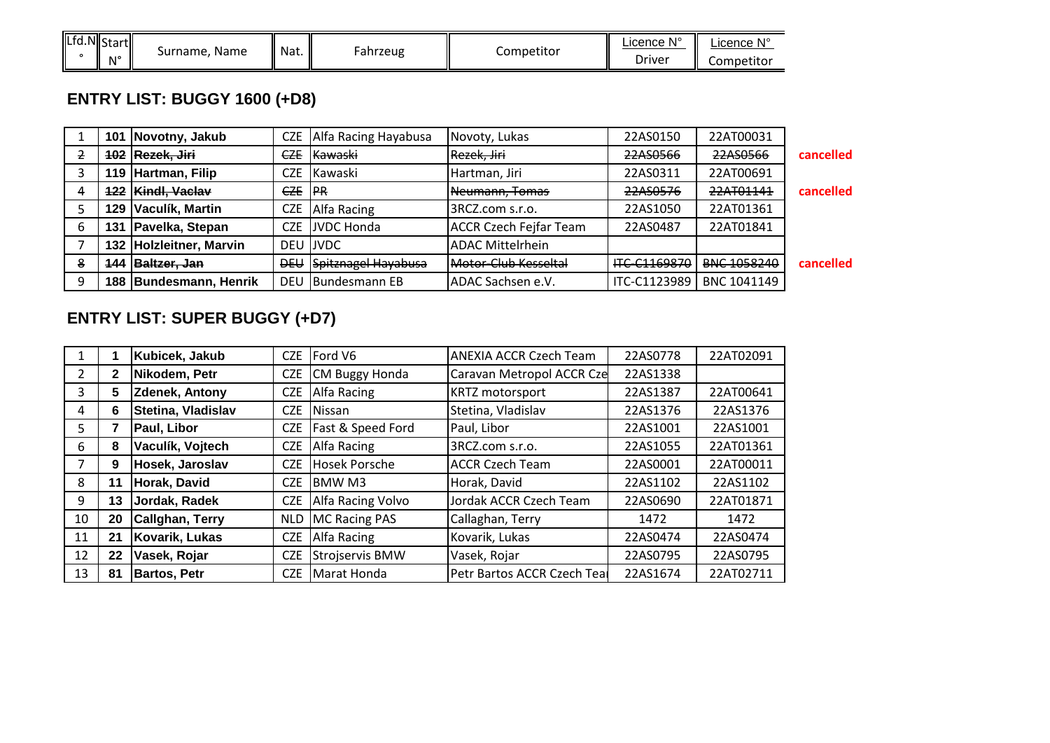| Lfd.N° | Start N° | Surname, Name | Nat. | Fahrzeug | Competitor | Licence N° Driver | Licence N° Competitor | |
|---|---|---|---|---|---|---|---|---|

## ENTRY LIST: BUGGY 1600 (+D8)

| Lfd.N° | Start N° | Surname, Name | Nat. | Fahrzeug | Competitor | Licence N° Driver | Licence N° Competitor | |
|---|---|---|---|---|---|---|---|---|
| 1 | **101** | **Novotny, Jakub** | CZE | Alfa Racing Hayabusa | Novoty, Lukas | 22AS0150 | 22AT00031 | |
| ~~2~~ | ~~**102**~~ | ~~**Rezek, Jiri**~~ | ~~CZE~~ | ~~Kawaski~~ | ~~Rezek, Jiri~~ | ~~22AS0566~~ | ~~22AS0566~~ | **cancelled** |
| 3 | **119** | **Hartman, Filip** | CZE | Kawaski | Hartman, Jiri | 22AS0311 | 22AT00691 | |
| ~~4~~ | ~~**122**~~ | ~~**Kindl, Vaclav**~~ | ~~CZE~~ | ~~PR~~ | ~~Neumann, Tomas~~ | ~~22AS0576~~ | ~~22AT01141~~ | **cancelled** |
| 5 | **129** | **Vaculík, Martin** | CZE | Alfa Racing | 3RCZ.com s.r.o. | 22AS1050 | 22AT01361 | |
| 6 | **131** | **Pavelka, Stepan** | CZE | JVDC Honda | ACCR Czech Fejfar Team | 22AS0487 | 22AT01841 | |
| 7 | **132** | **Holzleitner, Marvin** | DEU | JVDC | ADAC Mittelrhein | | | |
| ~~8~~ | ~~**144**~~ | ~~**Baltzer, Jan**~~ | ~~DEU~~ | ~~Spitznagel Hayabusa~~ | ~~Motor-Club Kesseltal~~ | ~~ITC-C1169870~~ | ~~BNC 1058240~~ | **cancelled** |
| 9 | **188** | **Bundesmann, Henrik** | DEU | Bundesmann EB | ADAC Sachsen e.V. | ITC-C1123989 | BNC 1041149 | |

## ENTRY LIST: SUPER BUGGY (+D7)

| Lfd.N° | Start N° | Surname, Name | Nat. | Fahrzeug | Competitor | Licence N° Driver | Licence N° Competitor |
|---|---|---|---|---|---|---|---|
| 1 | **1** | **Kubicek, Jakub** | CZE | Ford V6 | ANEXIA ACCR Czech Team | 22AS0778 | 22AT02091 |
| 2 | **2** | **Nikodem, Petr** | CZE | CM Buggy Honda | Caravan Metropol ACCR Cze | 22AS1338 | |
| 3 | **5** | **Zdenek, Antony** | CZE | Alfa Racing | KRTZ motorsport | 22AS1387 | 22AT00641 |
| 4 | **6** | **Stetina, Vladislav** | CZE | Nissan | Stetina, Vladislav | 22AS1376 | 22AS1376 |
| 5 | **7** | **Paul, Libor** | CZE | Fast & Speed Ford | Paul, Libor | 22AS1001 | 22AS1001 |
| 6 | **8** | **Vaculík, Vojtech** | CZE | Alfa Racing | 3RCZ.com s.r.o. | 22AS1055 | 22AT01361 |
| 7 | **9** | **Hosek, Jaroslav** | CZE | Hosek Porsche | ACCR Czech Team | 22AS0001 | 22AT00011 |
| 8 | **11** | **Horak, David** | CZE | BMW M3 | Horak, David | 22AS1102 | 22AS1102 |
| 9 | **13** | **Jordak, Radek** | CZE | Alfa Racing Volvo | Jordak ACCR Czech Team | 22AS0690 | 22AT01871 |
| 10 | **20** | **Callghan, Terry** | NLD | MC Racing PAS | Callaghan, Terry | 1472 | 1472 |
| 11 | **21** | **Kovarik, Lukas** | CZE | Alfa Racing | Kovarik, Lukas | 22AS0474 | 22AS0474 |
| 12 | **22** | **Vasek, Rojar** | CZE | Strojservis BMW | Vasek, Rojar | 22AS0795 | 22AS0795 |
| 13 | **81** | **Bartos, Petr** | CZE | Marat Honda | Petr Bartos ACCR Czech Tea | 22AS1674 | 22AT02711 |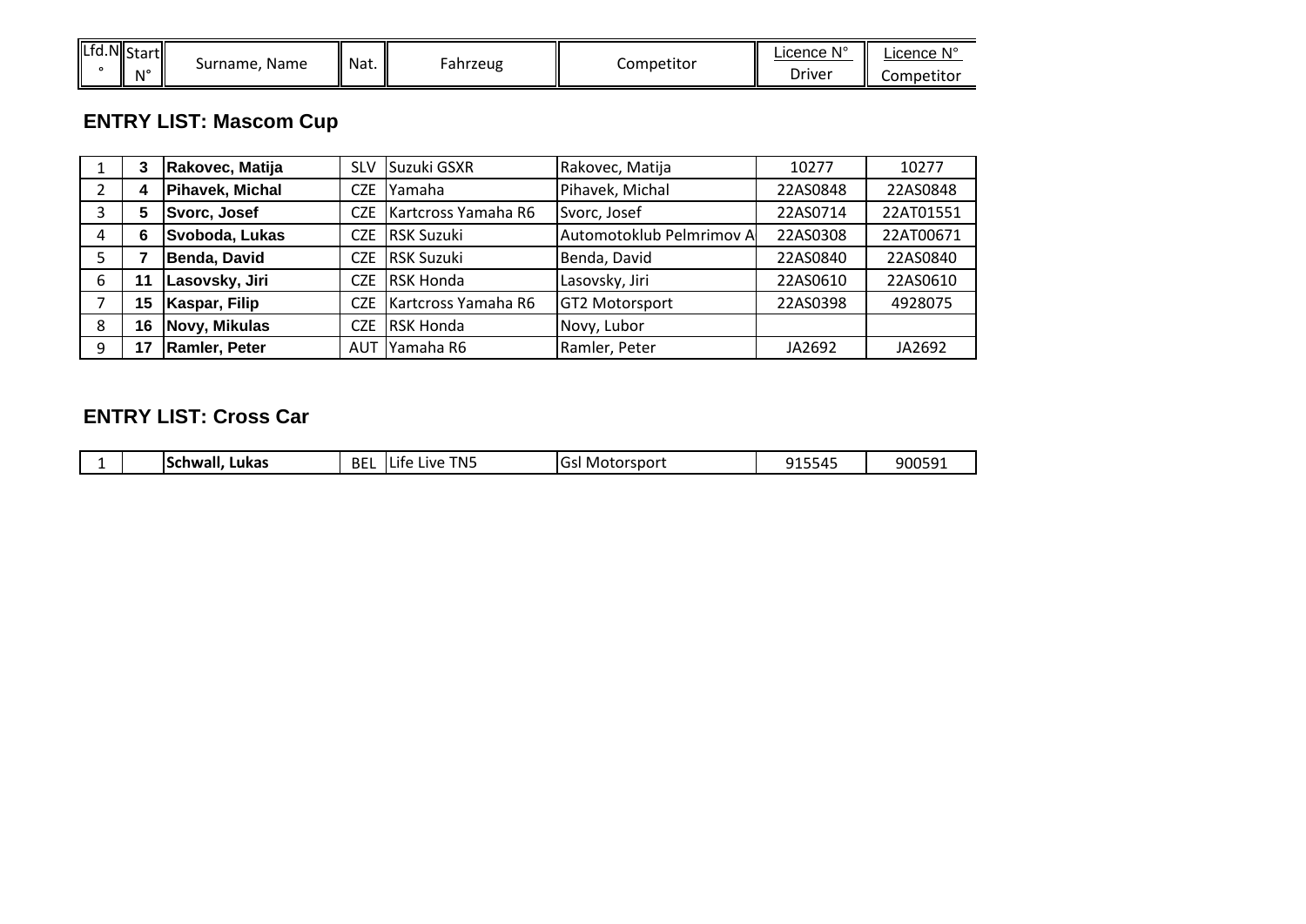| Lfd.N° | Start N° | Surname, Name | Nat. | Fahrzeug | Competitor | Licence N° Driver | Licence N° Competitor |
|---|---|---|---|---|---|---|---|

## ENTRY LIST: Mascom Cup

| | | | | | | | |
|---|---|---|---|---|---|---|---|
| 1 | **3** | **Rakovec, Matija** | SLV | Suzuki GSXR | Rakovec, Matija | 10277 | 10277 |
| 2 | **4** | **Pihavek, Michal** | CZE | Yamaha | Pihavek, Michal | 22AS0848 | 22AS0848 |
| 3 | **5** | **Svorc, Josef** | CZE | Kartcross Yamaha R6 | Svorc, Josef | 22AS0714 | 22AT01551 |
| 4 | **6** | **Svoboda, Lukas** | CZE | RSK Suzuki | Automotoklub Pelmrimov A | 22AS0308 | 22AT00671 |
| 5 | **7** | **Benda, David** | CZE | RSK Suzuki | Benda, David | 22AS0840 | 22AS0840 |
| 6 | **11** | **Lasovsky, Jiri** | CZE | RSK Honda | Lasovsky, Jiri | 22AS0610 | 22AS0610 |
| 7 | **15** | **Kaspar, Filip** | CZE | Kartcross Yamaha R6 | GT2 Motorsport | 22AS0398 | 4928075 |
| 8 | **16** | **Novy, Mikulas** | CZE | RSK Honda | Novy, Lubor | | |
| 9 | **17** | **Ramler, Peter** | AUT | Yamaha R6 | Ramler, Peter | JA2692 | JA2692 |

## ENTRY LIST: Cross Car

| | | | | | | | |
|---|---|---|---|---|---|---|---|
| 1 | | **Schwall, Lukas** | BEL | Life Live TN5 | Gsl Motorsport | 915545 | 900591 |